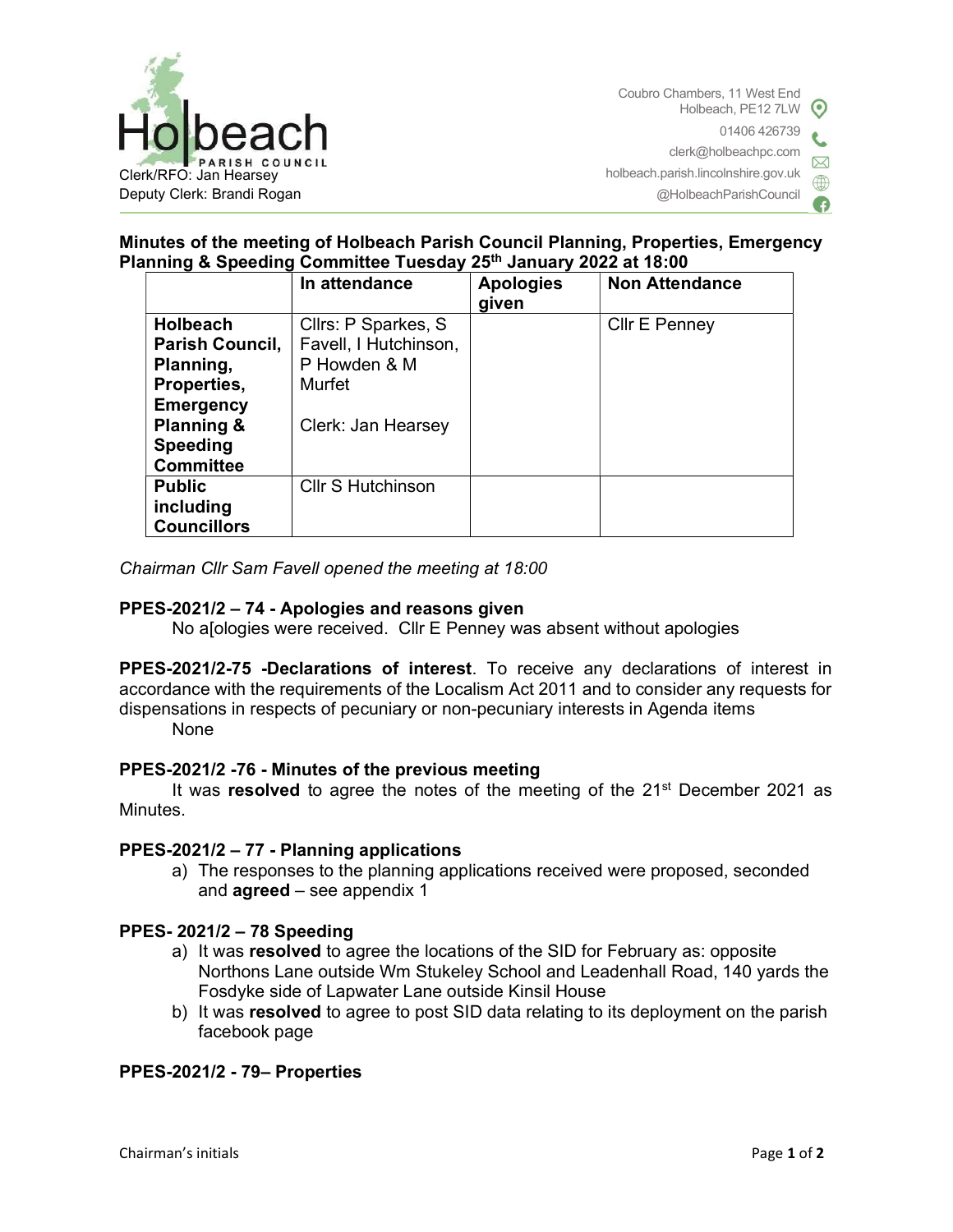Holbeach PARISH COUNCIL

Clerk/RFO: Jan Hearsey
Deputy Clerk: Brandi Rogan

Coubro Chambers, 11 West End
Holbeach, PE12 7LW
01406 426739
clerk@holbeachpc.com
holbeach.parish.lincolnshire.gov.uk
@HolbeachParishCouncil

**Minutes of the meeting of Holbeach Parish Council Planning, Properties, Emergency Planning & Speeding Committee Tuesday 25th January 2022 at 18:00**

| | In attendance | Apologies given | Non Attendance |
|---|---|---|---|
| **Holbeach Parish Council, Planning, Properties, Emergency Planning & Speeding Committee** | Cllrs: P Sparkes, S Favell, I Hutchinson, P Howden & M Murfet<br><br>Clerk: Jan Hearsey | | Cllr E Penney |
| **Public including Councillors** | Cllr S Hutchinson | | |

*Chairman Cllr Sam Favell opened the meeting at 18:00*

**PPES-2021/2 – 74 - Apologies and reasons given**

No a[ologies were received. Cllr E Penney was absent without apologies

**PPES-2021/2-75 -Declarations of interest**. To receive any declarations of interest in accordance with the requirements of the Localism Act 2011 and to consider any requests for dispensations in respects of pecuniary or non-pecuniary interests in Agenda items

None

**PPES-2021/2 -76 - Minutes of the previous meeting**

It was **resolved** to agree the notes of the meeting of the 21st December 2021 as Minutes.

**PPES-2021/2 – 77 - Planning applications**

a) The responses to the planning applications received were proposed, seconded and **agreed** – see appendix 1

**PPES- 2021/2 – 78 Speeding**

a) It was **resolved** to agree the locations of the SID for February as: opposite Northons Lane outside Wm Stukeley School and Leadenhall Road, 140 yards the Fosdyke side of Lapwater Lane outside Kinsil House
b) It was **resolved** to agree to post SID data relating to its deployment on the parish facebook page

**PPES-2021/2 - 79– Properties**

Chairman's initials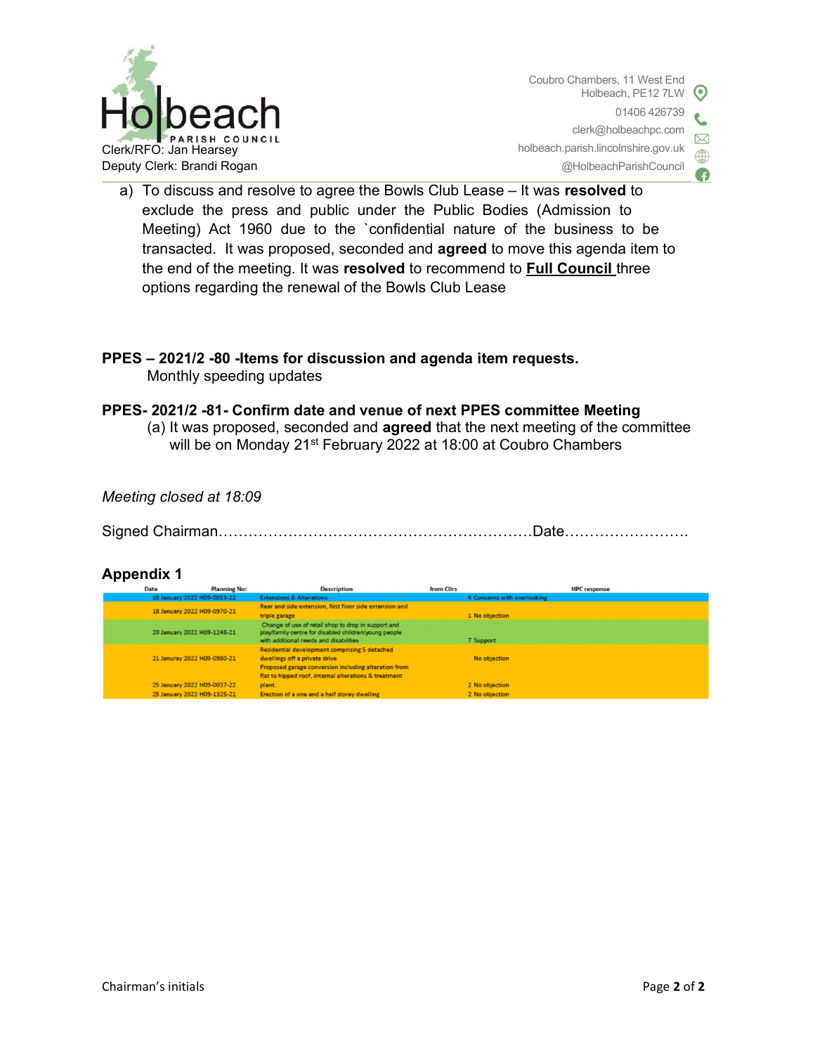a) To discuss and resolve to agree the Bowls Club Lease – It was **resolved** to exclude the press and public under the Public Bodies (Admission to Meeting) Act 1960 due to the `confidential nature of the business to be transacted. It was proposed, seconded and **agreed** to move this agenda item to the end of the meeting. It was **resolved** to recommend to **Full Council** three options regarding the renewal of the Bowls Club Lease

**PPES – 2021/2 -80 -Items for discussion and agenda item requests.**

Monthly speeding updates

**PPES- 2021/2 -81- Confirm date and venue of next PPES committee Meeting**

(a) It was proposed, seconded and **agreed** that the next meeting of the committee will be on Monday 21st February 2022 at 18:00 at Coubro Chambers

*Meeting closed at 18:09*

Signed Chairman……………………………………………………Date…………………….

## Appendix 1

| Date | Planning No: | Description | from Cllrs | HPC response |
|---|---|---|---|---|
| 18 January 2022 | H09-0033-22 | Extensions & Alterations | 4 | Concerns with overlooking |
| 18 January 2022 | H09-0970-21 | Rear and side extension, first floor side extension and triple garage | 1 | No objection |
| 20 January 2022 | H09-1248-21 | Change of use of retail shop to drop in support and play/family centre for disabled children/young people with additional needs and disabilities | 7 | Support |
| 21 Januray 2022 | H09-0980-21 | Residential development comprising 5 detached dwellings off a private drive | | No objection |
| 25 January 2022 | H09-0037-22 | Proposed garage conversion including alteration from flat to hipped roof, internal alterations & treatment plant. | 2 | No objection |
| 25 January 2022 | H09-1325-21 | Erection of a one and a half storey dwelling | 2 | No objection |